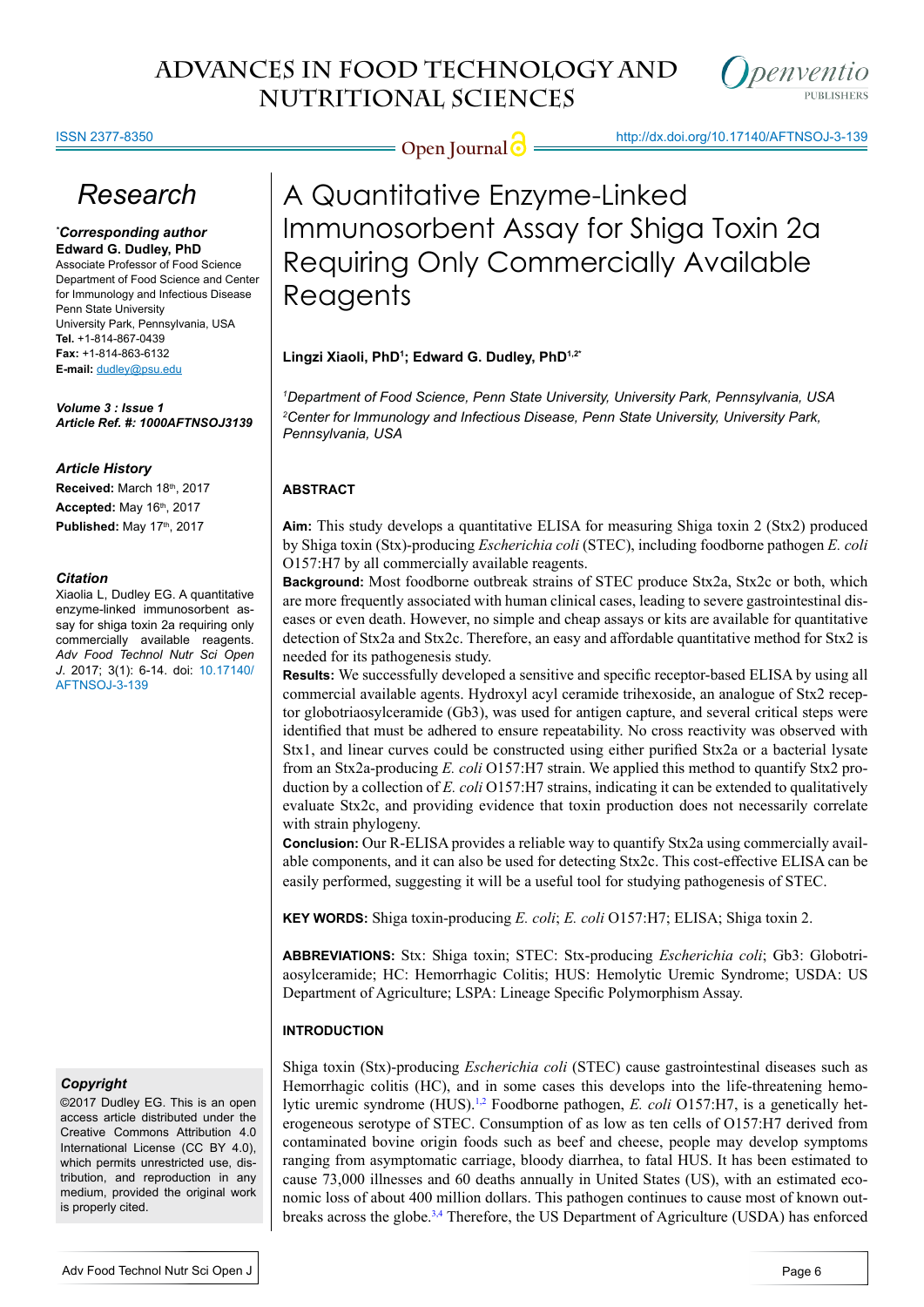# Research

*Corresponding author

**Edward G. Dudley, PhD**
Associate Professor of Food Science
Department of Food Science and Center for Immunology and Infectious Disease
Penn State University
University Park, Pennsylvania, USA
**Tel.** +1-814-867-0439
**Fax:** +1-814-863-6132
**E-mail:** dudley@psu.edu

***Volume 3 : Issue 1***
***Article Ref. #: 1000AFTNSOJ3139***

### Article History

**Received:** March 18th, 2017
**Accepted:** May 16th, 2017
**Published:** May 17th, 2017

### Citation

Xiaolia L, Dudley EG. A quantitative enzyme-linked immunosorbent assay for shiga toxin 2a requiring only commercially available reagents. *Adv Food Technol Nutr Sci Open J.* 2017; 3(1): 6-14. doi: 10.17140/AFTNSOJ-3-139

### Copyright

©2017 Dudley EG. This is an open access article distributed under the Creative Commons Attribution 4.0 International License (CC BY 4.0), which permits unrestricted use, distribution, and reproduction in any medium, provided the original work is properly cited.

# A Quantitative Enzyme-Linked Immunosorbent Assay for Shiga Toxin 2a Requiring Only Commercially Available Reagents

**Lingzi Xiaoli, PhD[1]; Edward G. Dudley, PhD[1,2*]**

*[1]Department of Food Science, Penn State University, University Park, Pennsylvania, USA*
*[2]Center for Immunology and Infectious Disease, Penn State University, University Park, Pennsylvania, USA*

## ABSTRACT

**Aim:** This study develops a quantitative ELISA for measuring Shiga toxin 2 (Stx2) produced by Shiga toxin (Stx)-producing *Escherichia coli* (STEC), including foodborne pathogen *E. coli* O157:H7 by all commercially available reagents.

**Background:** Most foodborne outbreak strains of STEC produce Stx2a, Stx2c or both, which are more frequently associated with human clinical cases, leading to severe gastrointestinal diseases or even death. However, no simple and cheap assays or kits are available for quantitative detection of Stx2a and Stx2c. Therefore, an easy and affordable quantitative method for Stx2 is needed for its pathogenesis study.

**Results:** We successfully developed a sensitive and specific receptor-based ELISA by using all commercial available agents. Hydroxyl acyl ceramide trihexoside, an analogue of Stx2 receptor globotriaosylceramide (Gb3), was used for antigen capture, and several critical steps were identified that must be adhered to ensure repeatability. No cross reactivity was observed with Stx1, and linear curves could be constructed using either purified Stx2a or a bacterial lysate from an Stx2a-producing *E. coli* O157:H7 strain. We applied this method to quantify Stx2 production by a collection of *E. coli* O157:H7 strains, indicating it can be extended to qualitatively evaluate Stx2c, and providing evidence that toxin production does not necessarily correlate with strain phylogeny.

**Conclusion:** Our R-ELISA provides a reliable way to quantify Stx2a using commercially available components, and it can also be used for detecting Stx2c. This cost-effective ELISA can be easily performed, suggesting it will be a useful tool for studying pathogenesis of STEC.

**KEY WORDS:** Shiga toxin-producing *E. coli*; *E. coli* O157:H7; ELISA; Shiga toxin 2.

**ABBREVIATIONS:** Stx: Shiga toxin; STEC: Stx-producing *Escherichia coli*; Gb3: Globotriaosylceramide; HC: Hemorrhagic Colitis; HUS: Hemolytic Uremic Syndrome; USDA: US Department of Agriculture; LSPA: Lineage Specific Polymorphism Assay.

## INTRODUCTION

Shiga toxin (Stx)-producing *Escherichia coli* (STEC) cause gastrointestinal diseases such as Hemorrhagic colitis (HC), and in some cases this develops into the life-threatening hemolytic uremic syndrome (HUS).[1,2] Foodborne pathogen, *E. coli* O157:H7, is a genetically heterogeneous serotype of STEC. Consumption of as low as ten cells of O157:H7 derived from contaminated bovine origin foods such as beef and cheese, people may develop symptoms ranging from asymptomatic carriage, bloody diarrhea, to fatal HUS. It has been estimated to cause 73,000 illnesses and 60 deaths annually in United States (US), with an estimated economic loss of about 400 million dollars. This pathogen continues to cause most of known outbreaks across the globe.[3,4] Therefore, the US Department of Agriculture (USDA) has enforced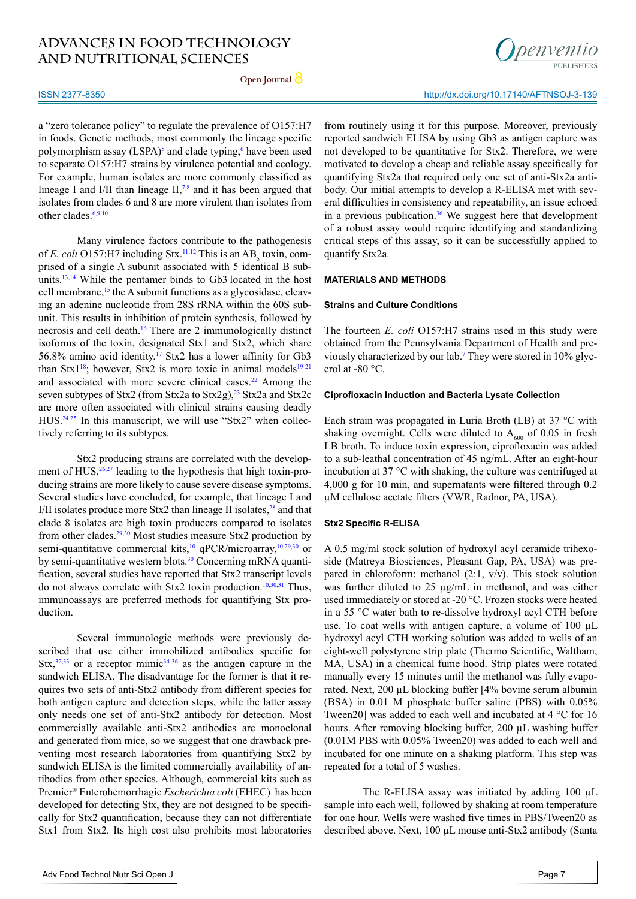a "zero tolerance policy" to regulate the prevalence of O157:H7 in foods. Genetic methods, most commonly the lineage specific polymorphism assay (LSPA)[5] and clade typing,[6] have been used to separate O157:H7 strains by virulence potential and ecology. For example, human isolates are more commonly classified as lineage I and I/II than lineage II,[7,8] and it has been argued that isolates from clades 6 and 8 are more virulent than isolates from other clades.[6,9,10]

Many virulence factors contribute to the pathogenesis of *E. coli* O157:H7 including Stx.[11,12] This is an $AB_5$ toxin, comprised of a single A subunit associated with 5 identical B subunits.[13,14] While the pentamer binds to Gb3 located in the host cell membrane,[15] the A subunit functions as a glycosidase, cleaving an adenine nucleotide from 28S rRNA within the 60S subunit. This results in inhibition of protein synthesis, followed by necrosis and cell death.[16] There are 2 immunologically distinct isoforms of the toxin, designated Stx1 and Stx2, which share 56.8% amino acid identity.[17] Stx2 has a lower affinity for Gb3 than Stx1[18]; however, Stx2 is more toxic in animal models[19-21] and associated with more severe clinical cases.[22] Among the seven subtypes of Stx2 (from Stx2a to Stx2g),[23] Stx2a and Stx2c are more often associated with clinical strains causing deadly HUS.[24,25] In this manuscript, we will use "Stx2" when collectively referring to its subtypes.

Stx2 producing strains are correlated with the development of HUS,[26,27] leading to the hypothesis that high toxin-producing strains are more likely to cause severe disease symptoms. Several studies have concluded, for example, that lineage I and I/II isolates produce more Stx2 than lineage II isolates,[28] and that clade 8 isolates are high toxin producers compared to isolates from other clades.[29,30] Most studies measure Stx2 production by semi-quantitative commercial kits,[10] qPCR/microarray,[10,29,30] or by semi-quantitative western blots.[30] Concerning mRNA quantification, several studies have reported that Stx2 transcript levels do not always correlate with Stx2 toxin production.[10,30,31] Thus, immunoassays are preferred methods for quantifying Stx production.

Several immunologic methods were previously described that use either immobilized antibodies specific for Stx,[32,33] or a receptor mimic[34-36] as the antigen capture in the sandwich ELISA. The disadvantage for the former is that it requires two sets of anti-Stx2 antibody from different species for both antigen capture and detection steps, while the latter assay only needs one set of anti-Stx2 antibody for detection. Most commercially available anti-Stx2 antibodies are monoclonal and generated from mice, so we suggest that one drawback preventing most research laboratories from quantifying Stx2 by sandwich ELISA is the limited commercially availability of antibodies from other species. Although, commercial kits such as Premier® Enterohemorrhagic *Escherichia coli* (EHEC) has been developed for detecting Stx, they are not designed to be specifically for Stx2 quantification, because they can not differentiate Stx1 from Stx2. Its high cost also prohibits most laboratories from routinely using it for this purpose. Moreover, previously reported sandwich ELISA by using Gb3 as antigen capture was not developed to be quantitative for Stx2. Therefore, we were motivated to develop a cheap and reliable assay specifically for quantifying Stx2a that required only one set of anti-Stx2a antibody. Our initial attempts to develop a R-ELISA met with several difficulties in consistency and repeatability, an issue echoed in a previous publication.[36] We suggest here that development of a robust assay would require identifying and standardizing critical steps of this assay, so it can be successfully applied to quantify Stx2a.

## MATERIALS AND METHODS

### Strains and Culture Conditions

The fourteen *E. coli* O157:H7 strains used in this study were obtained from the Pennsylvania Department of Health and previously characterized by our lab.[7] They were stored in 10% glycerol at -80 °C.

### Ciprofloxacin Induction and Bacteria Lysate Collection

Each strain was propagated in Luria Broth (LB) at 37 °C with shaking overnight. Cells were diluted to $A_{600}$ of 0.05 in fresh LB broth. To induce toxin expression, ciprofloxacin was added to a sub-leathal concentration of 45 ng/mL. After an eight-hour incubation at 37 °C with shaking, the culture was centrifuged at 4,000 g for 10 min, and supernatants were filtered through 0.2 µM cellulose acetate filters (VWR, Radnor, PA, USA).

### Stx2 Specific R-ELISA

A 0.5 mg/ml stock solution of hydroxyl acyl ceramide trihexoside (Matreya Biosciences, Pleasant Gap, PA, USA) was prepared in chloroform: methanol (2:1, v/v). This stock solution was further diluted to 25 µg/mL in methanol, and was either used immediately or stored at -20 °C. Frozen stocks were heated in a 55 °C water bath to re-dissolve hydroxyl acyl CTH before use. To coat wells with antigen capture, a volume of 100 µL hydroxyl acyl CTH working solution was added to wells of an eight-well polystyrene strip plate (Thermo Scientific, Waltham, MA, USA) in a chemical fume hood. Strip plates were rotated manually every 15 minutes until the methanol was fully evaporated. Next, 200 µL blocking buffer [4% bovine serum albumin (BSA) in 0.01 M phosphate buffer saline (PBS) with 0.05% Tween20] was added to each well and incubated at 4 °C for 16 hours. After removing blocking buffer, 200 µL washing buffer (0.01M PBS with 0.05% Tween20) was added to each well and incubated for one minute on a shaking platform. This step was repeated for a total of 5 washes.

The R-ELISA assay was initiated by adding 100 µL sample into each well, followed by shaking at room temperature for one hour. Wells were washed five times in PBS/Tween20 as described above. Next, 100 µL mouse anti-Stx2 antibody (Santa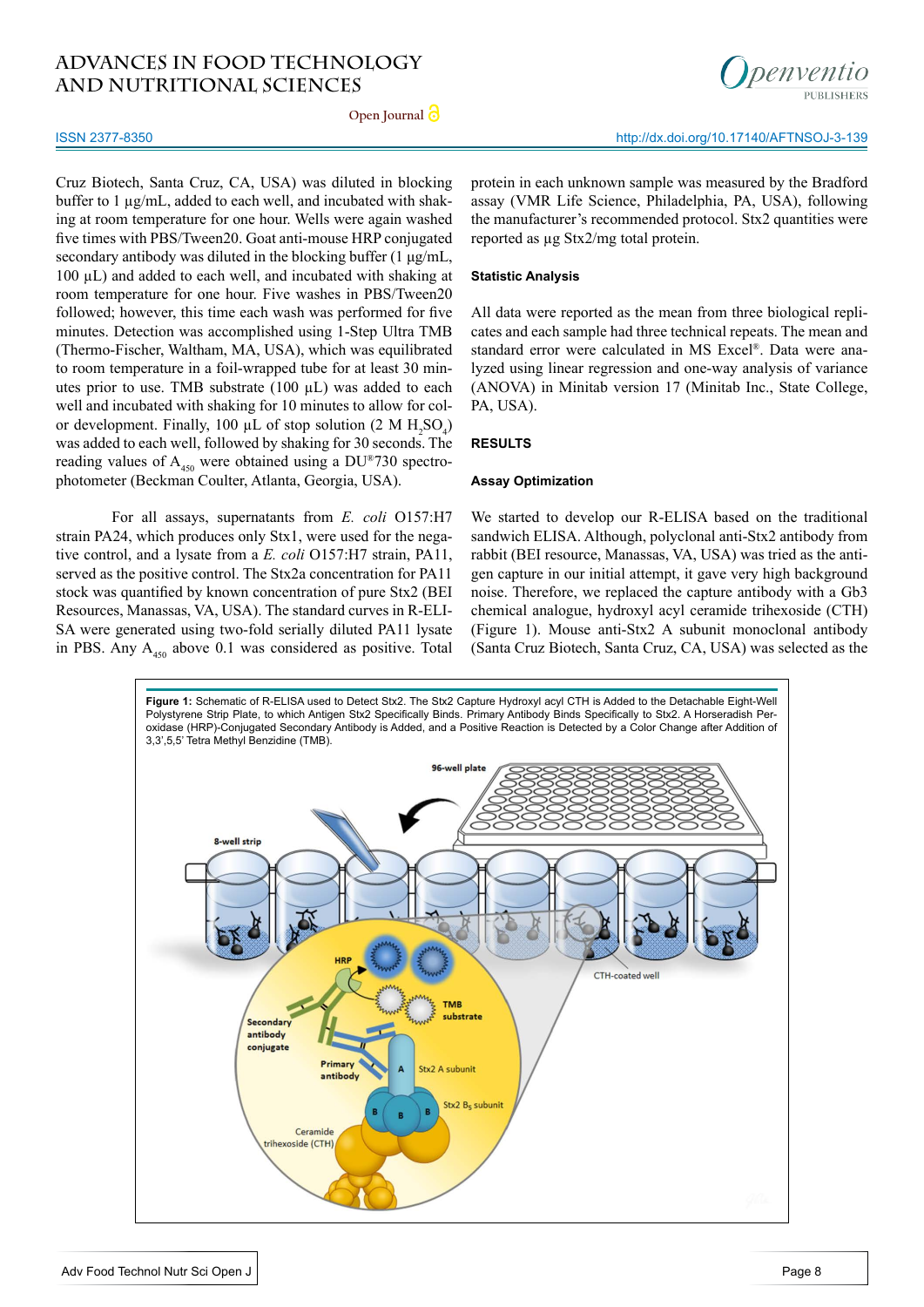Cruz Biotech, Santa Cruz, CA, USA) was diluted in blocking buffer to 1 µg/mL, added to each well, and incubated with shaking at room temperature for one hour. Wells were again washed five times with PBS/Tween20. Goat anti-mouse HRP conjugated secondary antibody was diluted in the blocking buffer (1 µg/mL, 100 µL) and added to each well, and incubated with shaking at room temperature for one hour. Five washes in PBS/Tween20 followed; however, this time each wash was performed for five minutes. Detection was accomplished using 1-Step Ultra TMB (Thermo-Fischer, Waltham, MA, USA), which was equilibrated to room temperature in a foil-wrapped tube for at least 30 minutes prior to use. TMB substrate (100 µL) was added to each well and incubated with shaking for 10 minutes to allow for color development. Finally, 100 µL of stop solution (2 M $H_2SO_4$) was added to each well, followed by shaking for 30 seconds. The reading values of $A_{450}$ were obtained using a DU®730 spectrophotometer (Beckman Coulter, Atlanta, Georgia, USA).

For all assays, supernatants from *E. coli* O157:H7 strain PA24, which produces only Stx1, were used for the negative control, and a lysate from a *E. coli* O157:H7 strain, PA11, served as the positive control. The Stx2a concentration for PA11 stock was quantified by known concentration of pure Stx2 (BEI Resources, Manassas, VA, USA). The standard curves in R-ELISA were generated using two-fold serially diluted PA11 lysate in PBS. Any $A_{450}$ above 0.1 was considered as positive. Total protein in each unknown sample was measured by the Bradford assay (VMR Life Science, Philadelphia, PA, USA), following the manufacturer's recommended protocol. Stx2 quantities were reported as µg Stx2/mg total protein.

### Statistic Analysis

All data were reported as the mean from three biological replicates and each sample had three technical repeats. The mean and standard error were calculated in MS Excel®. Data were analyzed using linear regression and one-way analysis of variance (ANOVA) in Minitab version 17 (Minitab Inc., State College, PA, USA).

## RESULTS

### Assay Optimization

We started to develop our R-ELISA based on the traditional sandwich ELISA. Although, polyclonal anti-Stx2 antibody from rabbit (BEI resource, Manassas, VA, USA) was tried as the antigen capture in our initial attempt, it gave very high background noise. Therefore, we replaced the capture antibody with a Gb3 chemical analogue, hydroxyl acyl ceramide trihexoside (CTH) (Figure 1). Mouse anti-Stx2 A subunit monoclonal antibody (Santa Cruz Biotech, Santa Cruz, CA, USA) was selected as the

**Figure 1:** Schematic of R-ELISA used to Detect Stx2. The Stx2 Capture Hydroxyl acyl CTH is Added to the Detachable Eight-Well Polystyrene Strip Plate, to which Antigen Stx2 Specifically Binds. Primary Antibody Binds Specifically to Stx2. A Horseradish Peroxidase (HRP)-Conjugated Secondary Antibody is Added, and a Positive Reaction is Detected by a Color Change after Addition of 3,3',5,5' Tetra Methyl Benzidine (TMB).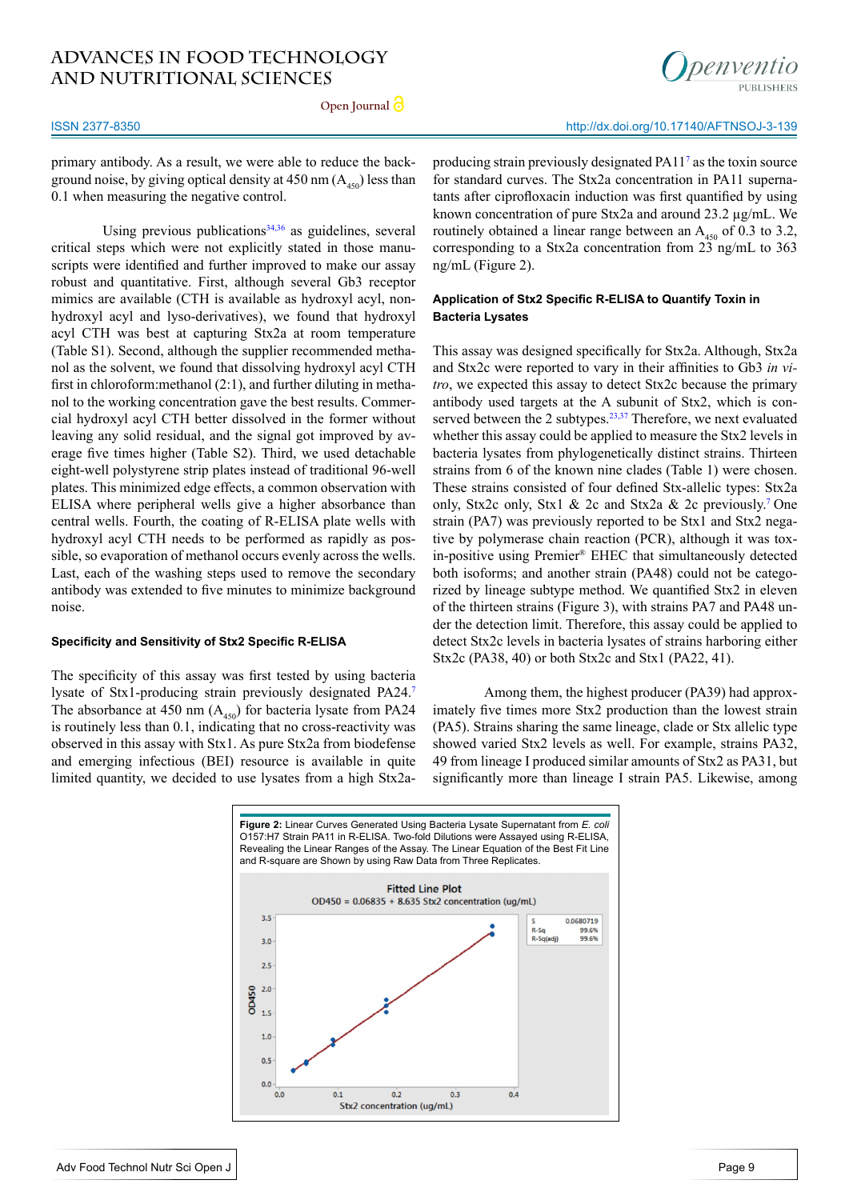primary antibody. As a result, we were able to reduce the background noise, by giving optical density at 450 nm ($A_{450}$) less than 0.1 when measuring the negative control.

Using previous publications[34,36] as guidelines, several critical steps which were not explicitly stated in those manuscripts were identified and further improved to make our assay robust and quantitative. First, although several Gb3 receptor mimics are available (CTH is available as hydroxyl acyl, non-hydroxyl acyl and lyso-derivatives), we found that hydroxyl acyl CTH was best at capturing Stx2a at room temperature (Table S1). Second, although the supplier recommended methanol as the solvent, we found that dissolving hydroxyl acyl CTH first in chloroform:methanol (2:1), and further diluting in methanol to the working concentration gave the best results. Commercial hydroxyl acyl CTH better dissolved in the former without leaving any solid residual, and the signal got improved by average five times higher (Table S2). Third, we used detachable eight-well polystyrene strip plates instead of traditional 96-well plates. This minimized edge effects, a common observation with ELISA where peripheral wells give a higher absorbance than central wells. Fourth, the coating of R-ELISA plate wells with hydroxyl acyl CTH needs to be performed as rapidly as possible, so evaporation of methanol occurs evenly across the wells. Last, each of the washing steps used to remove the secondary antibody was extended to five minutes to minimize background noise.

### Specificity and Sensitivity of Stx2 Specific R-ELISA

The specificity of this assay was first tested by using bacteria lysate of Stx1-producing strain previously designated PA24.[7] The absorbance at 450 nm ($A_{450}$) for bacteria lysate from PA24 is routinely less than 0.1, indicating that no cross-reactivity was observed in this assay with Stx1. As pure Stx2a from biodefense and emerging infectious (BEI) resource is available in quite limited quantity, we decided to use lysates from a high Stx2a-producing strain previously designated PA11[7] as the toxin source for standard curves. The Stx2a concentration in PA11 supernatants after ciprofloxacin induction was first quantified by using known concentration of pure Stx2a and around 23.2 μg/mL. We routinely obtained a linear range between an $A_{450}$ of 0.3 to 3.2, corresponding to a Stx2a concentration from 23 ng/mL to 363 ng/mL (Figure 2).

### Application of Stx2 Specific R-ELISA to Quantify Toxin in Bacteria Lysates

This assay was designed specifically for Stx2a. Although, Stx2a and Stx2c were reported to vary in their affinities to Gb3 *in vitro*, we expected this assay to detect Stx2c because the primary antibody used targets at the A subunit of Stx2, which is conserved between the 2 subtypes.[23,37] Therefore, we next evaluated whether this assay could be applied to measure the Stx2 levels in bacteria lysates from phylogenetically distinct strains. Thirteen strains from 6 of the known nine clades (Table 1) were chosen. These strains consisted of four defined Stx-allelic types: Stx2a only, Stx2c only, Stx1 & 2c and Stx2a & 2c previously.[7] One strain (PA7) was previously reported to be Stx1 and Stx2 negative by polymerase chain reaction (PCR), although it was toxin-positive using Premier® EHEC that simultaneously detected both isoforms; and another strain (PA48) could not be categorized by lineage subtype method. We quantified Stx2 in eleven of the thirteen strains (Figure 3), with strains PA7 and PA48 under the detection limit. Therefore, this assay could be applied to detect Stx2c levels in bacteria lysates of strains harboring either Stx2c (PA38, 40) or both Stx2c and Stx1 (PA22, 41).

Among them, the highest producer (PA39) had approximately five times more Stx2 production than the lowest strain (PA5). Strains sharing the same lineage, clade or Stx allelic type showed varied Stx2 levels as well. For example, strains PA32, 49 from lineage I produced similar amounts of Stx2 as PA31, but significantly more than lineage I strain PA5. Likewise, among

**Figure 2:** Linear Curves Generated Using Bacteria Lysate Supernatant from *E. coli* O157:H7 Strain PA11 in R-ELISA. Two-fold Dilutions were Assayed using R-ELISA, Revealing the Linear Ranges of the Assay. The Linear Equation of the Best Fit Line and R-square are Shown by using Raw Data from Three Replicates.

Fitted Line Plot
OD450 = 0.06835 + 8.635 Stx2 concentration (ug/mL)

| S | 0.0680719 |
|---|---|
| R-Sq | 99.6% |
| R-Sq(adj) | 99.6% |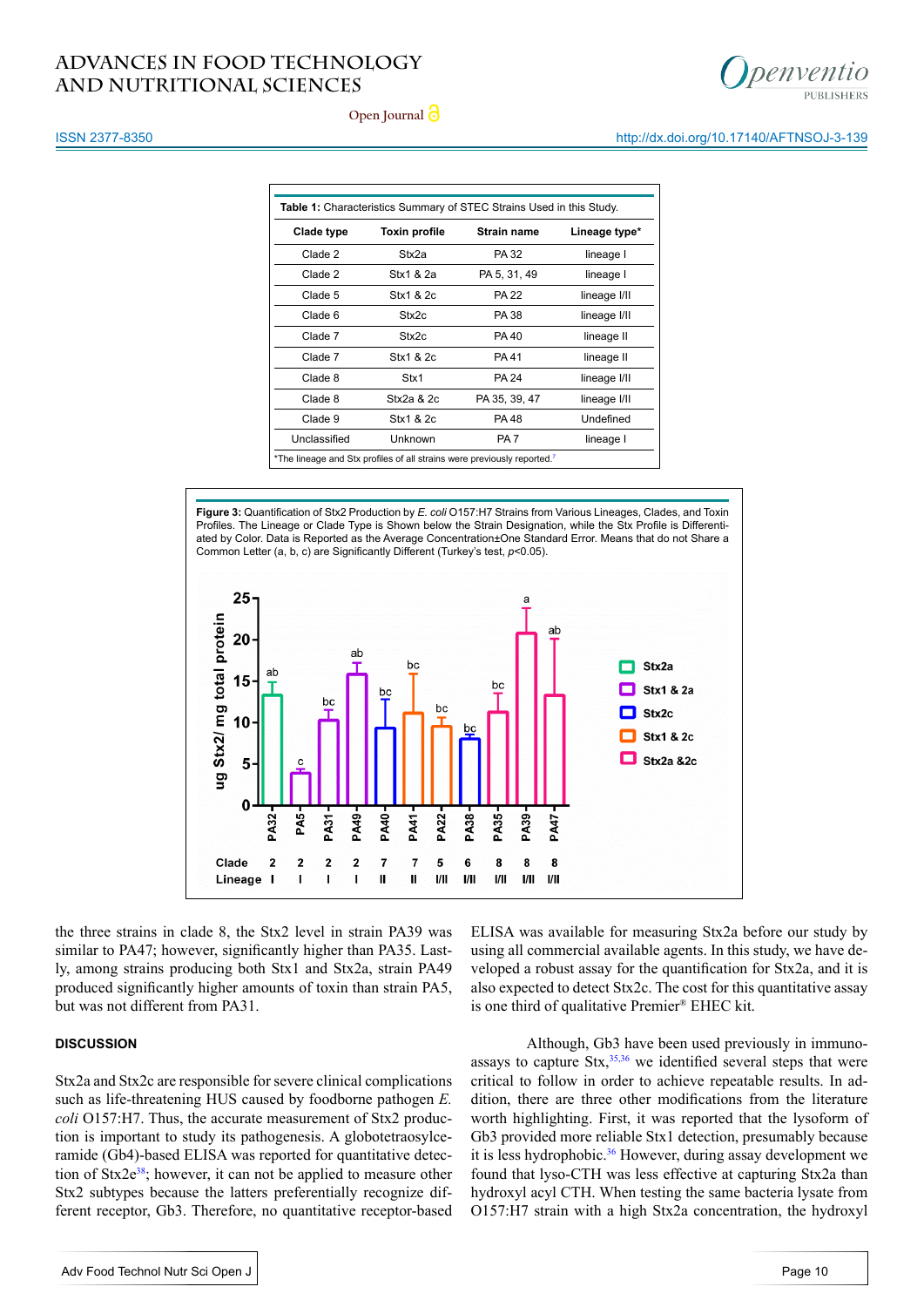**Table 1:** Characteristics Summary of STEC Strains Used in this Study.

| Clade type | Toxin profile | Strain name | Lineage type* |
|---|---|---|---|
| Clade 2 | Stx2a | PA 32 | lineage I |
| Clade 2 | Stx1 & 2a | PA 5, 31, 49 | lineage I |
| Clade 5 | Stx1 & 2c | PA 22 | lineage I/II |
| Clade 6 | Stx2c | PA 38 | lineage I/II |
| Clade 7 | Stx2c | PA 40 | lineage II |
| Clade 7 | Stx1 & 2c | PA 41 | lineage II |
| Clade 8 | Stx1 | PA 24 | lineage I/II |
| Clade 8 | Stx2a & 2c | PA 35, 39, 47 | lineage I/II |
| Clade 9 | Stx1 & 2c | PA 48 | Undefined |
| Unclassified | Unknown | PA 7 | lineage I |

*The lineage and Stx profiles of all strains were previously reported.[7]

**Figure 3:** Quantification of Stx2 Production by *E. coli* O157:H7 Strains from Various Lineages, Clades, and Toxin Profiles. The Lineage or Clade Type is Shown below the Strain Designation, while the Stx Profile is Differentiated by Color. Data is Reported as the Average Concentration±One Standard Error. Means that do not Share a Common Letter (a, b, c) are Significantly Different (Turkey's test, $p<0.05$).

the three strains in clade 8, the Stx2 level in strain PA39 was similar to PA47; however, significantly higher than PA35. Lastly, among strains producing both Stx1 and Stx2a, strain PA49 produced significantly higher amounts of toxin than strain PA5, but was not different from PA31.

## DISCUSSION

Stx2a and Stx2c are responsible for severe clinical complications such as life-threatening HUS caused by foodborne pathogen *E. coli* O157:H7. Thus, the accurate measurement of Stx2 production is important to study its pathogenesis. A globotetraosylceramide (Gb4)-based ELISA was reported for quantitative detection of Stx2e[38]; however, it can not be applied to measure other Stx2 subtypes because the latters preferentially recognize different receptor, Gb3. Therefore, no quantitative receptor-based ELISA was available for measuring Stx2a before our study by using all commercial available agents. In this study, we have developed a robust assay for the quantification for Stx2a, and it is also expected to detect Stx2c. The cost for this quantitative assay is one third of qualitative Premier® EHEC kit.

Although, Gb3 have been used previously in immunoassays to capture Stx,[35,36] we identified several steps that were critical to follow in order to achieve repeatable results. In addition, there are three other modifications from the literature worth highlighting. First, it was reported that the lysoform of Gb3 provided more reliable Stx1 detection, presumably because it is less hydrophobic.[36] However, during assay development we found that lyso-CTH was less effective at capturing Stx2a than hydroxyl acyl CTH. When testing the same bacteria lysate from O157:H7 strain with a high Stx2a concentration, the hydroxyl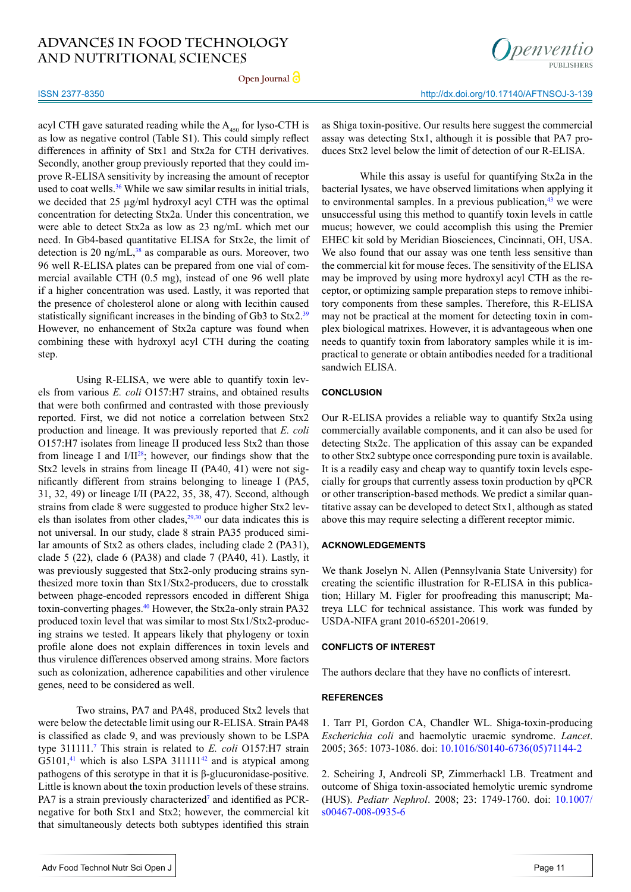acyl CTH gave saturated reading while the $A_{450}$ for lyso-CTH is as low as negative control (Table S1). This could simply reflect differences in affinity of Stx1 and Stx2a for CTH derivatives. Secondly, another group previously reported that they could improve R-ELISA sensitivity by increasing the amount of receptor used to coat wells.[36] While we saw similar results in initial trials, we decided that 25 µg/ml hydroxyl acyl CTH was the optimal concentration for detecting Stx2a. Under this concentration, we were able to detect Stx2a as low as 23 ng/mL which met our need. In Gb4-based quantitative ELISA for Stx2e, the limit of detection is 20 ng/mL,[38] as comparable as ours. Moreover, two 96 well R-ELISA plates can be prepared from one vial of commercial available CTH (0.5 mg), instead of one 96 well plate if a higher concentration was used. Lastly, it was reported that the presence of cholesterol alone or along with lecithin caused statistically significant increases in the binding of Gb3 to Stx2.[39] However, no enhancement of Stx2a capture was found when combining these with hydroxyl acyl CTH during the coating step.

Using R-ELISA, we were able to quantify toxin levels from various *E. coli* O157:H7 strains, and obtained results that were both confirmed and contrasted with those previously reported. First, we did not notice a correlation between Stx2 production and lineage. It was previously reported that *E. coli* O157:H7 isolates from lineage II produced less Stx2 than those from lineage I and I/II[28]; however, our findings show that the Stx2 levels in strains from lineage II (PA40, 41) were not significantly different from strains belonging to lineage I (PA5, 31, 32, 49) or lineage I/II (PA22, 35, 38, 47). Second, although strains from clade 8 were suggested to produce higher Stx2 levels than isolates from other clades,[29,30] our data indicates this is not universal. In our study, clade 8 strain PA35 produced similar amounts of Stx2 as others clades, including clade 2 (PA31), clade 5 (22), clade 6 (PA38) and clade 7 (PA40, 41). Lastly, it was previously suggested that Stx2-only producing strains synthesized more toxin than Stx1/Stx2-producers, due to crosstalk between phage-encoded repressors encoded in different Shiga toxin-converting phages.[40] However, the Stx2a-only strain PA32 produced toxin level that was similar to most Stx1/Stx2-producing strains we tested. It appears likely that phylogeny or toxin profile alone does not explain differences in toxin levels and thus virulence differences observed among strains. More factors such as colonization, adherence capabilities and other virulence genes, need to be considered as well.

Two strains, PA7 and PA48, produced Stx2 levels that were below the detectable limit using our R-ELISA. Strain PA48 is classified as clade 9, and was previously shown to be LSPA type 311111.[7] This strain is related to *E. coli* O157:H7 strain G5101,[41] which is also LSPA 311111[42] and is atypical among pathogens of this serotype in that it is β-glucuronidase-positive. Little is known about the toxin production levels of these strains. PA7 is a strain previously characterized[7] and identified as PCR-negative for both Stx1 and Stx2; however, the commercial kit that simultaneously detects both subtypes identified this strain as Shiga toxin-positive. Our results here suggest the commercial assay was detecting Stx1, although it is possible that PA7 produces Stx2 level below the limit of detection of our R-ELISA.

While this assay is useful for quantifying Stx2a in the bacterial lysates, we have observed limitations when applying it to environmental samples. In a previous publication,[43] we were unsuccessful using this method to quantify toxin levels in cattle mucus; however, we could accomplish this using the Premier EHEC kit sold by Meridian Biosciences, Cincinnati, OH, USA. We also found that our assay was one tenth less sensitive than the commercial kit for mouse feces. The sensitivity of the ELISA may be improved by using more hydroxyl acyl CTH as the receptor, or optimizing sample preparation steps to remove inhibitory components from these samples. Therefore, this R-ELISA may not be practical at the moment for detecting toxin in complex biological matrixes. However, it is advantageous when one needs to quantify toxin from laboratory samples while it is impractical to generate or obtain antibodies needed for a traditional sandwich ELISA.

## CONCLUSION

Our R-ELISA provides a reliable way to quantify Stx2a using commercially available components, and it can also be used for detecting Stx2c. The application of this assay can be expanded to other Stx2 subtype once corresponding pure toxin is available. It is a readily easy and cheap way to quantify toxin levels especially for groups that currently assess toxin production by qPCR or other transcription-based methods. We predict a similar quantitative assay can be developed to detect Stx1, although as stated above this may require selecting a different receptor mimic.

## ACKNOWLEDGEMENTS

We thank Joselyn N. Allen (Pennsylvania State University) for creating the scientific illustration for R-ELISA in this publication; Hillary M. Figler for proofreading this manuscript; Matreya LLC for technical assistance. This work was funded by USDA-NIFA grant 2010-65201-20619.

## CONFLICTS OF INTEREST

The authors declare that they have no conflicts of interesrt.

## REFERENCES

1. Tarr PI, Gordon CA, Chandler WL. Shiga-toxin-producing *Escherichia coli* and haemolytic uraemic syndrome. *Lancet*. 2005; 365: 1073-1086. doi: 10.1016/S0140-6736(05)71144-2

2. Scheiring J, Andreoli SP, Zimmerhackl LB. Treatment and outcome of Shiga toxin-associated hemolytic uremic syndrome (HUS). *Pediatr Nephrol*. 2008; 23: 1749-1760. doi: 10.1007/s00467-008-0935-6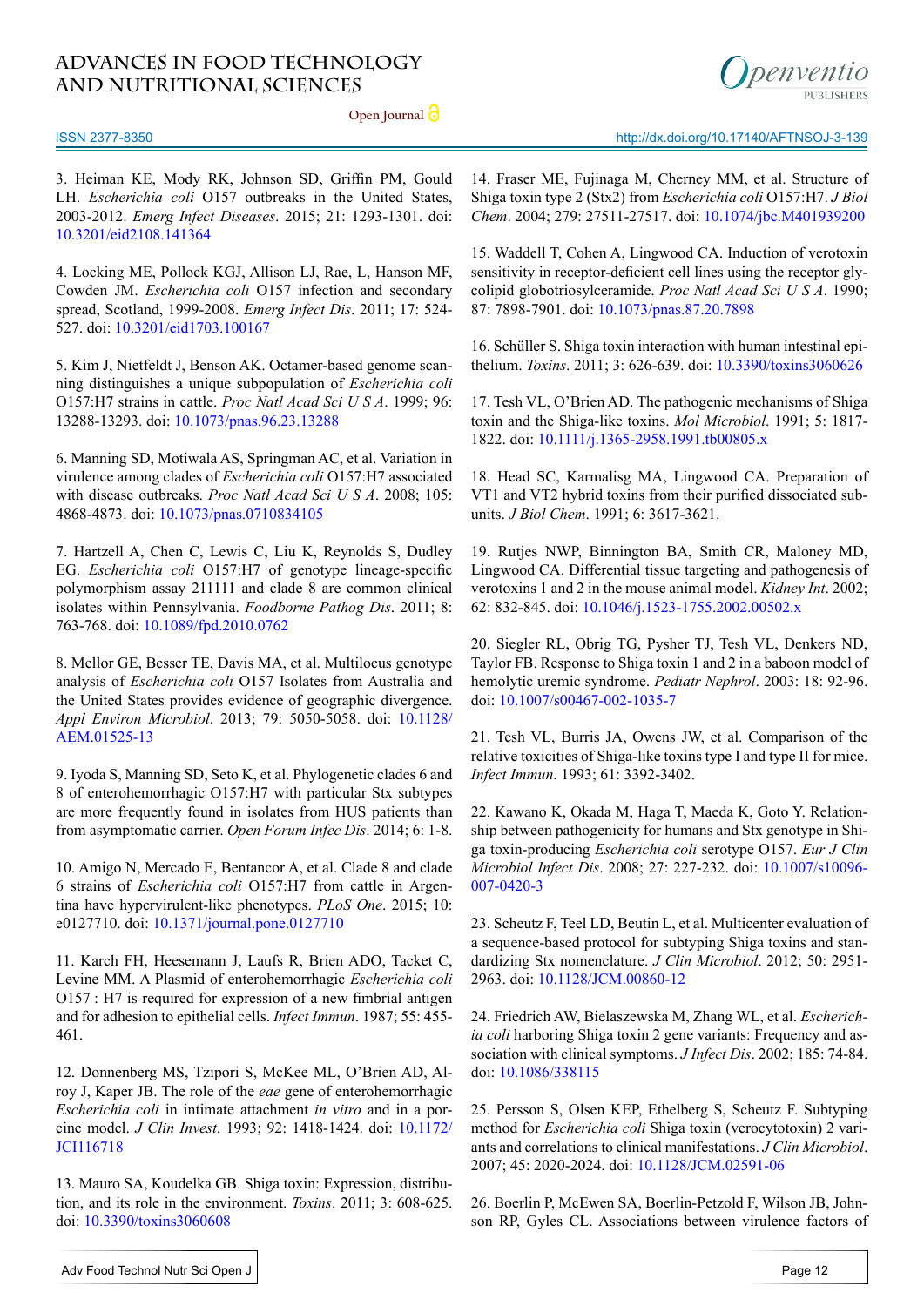3. Heiman KE, Mody RK, Johnson SD, Griffin PM, Gould LH. *Escherichia coli* O157 outbreaks in the United States, 2003-2012. *Emerg Infect Diseases*. 2015; 21: 1293-1301. doi: 10.3201/eid2108.141364

4. Locking ME, Pollock KGJ, Allison LJ, Rae, L, Hanson MF, Cowden JM. *Escherichia coli* O157 infection and secondary spread, Scotland, 1999-2008. *Emerg Infect Dis*. 2011; 17: 524-527. doi: 10.3201/eid1703.100167

5. Kim J, Nietfeldt J, Benson AK. Octamer-based genome scanning distinguishes a unique subpopulation of *Escherichia coli* O157:H7 strains in cattle. *Proc Natl Acad Sci U S A*. 1999; 96: 13288-13293. doi: 10.1073/pnas.96.23.13288

6. Manning SD, Motiwala AS, Springman AC, et al. Variation in virulence among clades of *Escherichia coli* O157:H7 associated with disease outbreaks. *Proc Natl Acad Sci U S A*. 2008; 105: 4868-4873. doi: 10.1073/pnas.0710834105

7. Hartzell A, Chen C, Lewis C, Liu K, Reynolds S, Dudley EG. *Escherichia coli* O157:H7 of genotype lineage-specific polymorphism assay 211111 and clade 8 are common clinical isolates within Pennsylvania. *Foodborne Pathog Dis*. 2011; 8: 763-768. doi: 10.1089/fpd.2010.0762

8. Mellor GE, Besser TE, Davis MA, et al. Multilocus genotype analysis of *Escherichia coli* O157 Isolates from Australia and the United States provides evidence of geographic divergence. *Appl Environ Microbiol*. 2013; 79: 5050-5058. doi: 10.1128/AEM.01525-13

9. Iyoda S, Manning SD, Seto K, et al. Phylogenetic clades 6 and 8 of enterohemorrhagic O157:H7 with particular Stx subtypes are more frequently found in isolates from HUS patients than from asymptomatic carrier. *Open Forum Infec Dis*. 2014; 6: 1-8.

10. Amigo N, Mercado E, Bentancor A, et al. Clade 8 and clade 6 strains of *Escherichia coli* O157:H7 from cattle in Argentina have hypervirulent-like phenotypes. *PLoS One*. 2015; 10: e0127710. doi: 10.1371/journal.pone.0127710

11. Karch FH, Heesemann J, Laufs R, Brien ADO, Tacket C, Levine MM. A Plasmid of enterohemorrhagic *Escherichia coli* O157 : H7 is required for expression of a new fimbrial antigen and for adhesion to epithelial cells. *Infect Immun*. 1987; 55: 455-461.

12. Donnenberg MS, Tzipori S, McKee ML, O'Brien AD, Alroy J, Kaper JB. The role of the *eae* gene of enterohemorrhagic *Escherichia coli* in intimate attachment *in vitro* and in a porcine model. *J Clin Invest*. 1993; 92: 1418-1424. doi: 10.1172/JCI116718

13. Mauro SA, Koudelka GB. Shiga toxin: Expression, distribution, and its role in the environment. *Toxins*. 2011; 3: 608-625. doi: 10.3390/toxins3060608

14. Fraser ME, Fujinaga M, Cherney MM, et al. Structure of Shiga toxin type 2 (Stx2) from *Escherichia coli* O157:H7. *J Biol Chem*. 2004; 279: 27511-27517. doi: 10.1074/jbc.M401939200

15. Waddell T, Cohen A, Lingwood CA. Induction of verotoxin sensitivity in receptor-deficient cell lines using the receptor glycolipid globotriosylceramide. *Proc Natl Acad Sci U S A*. 1990; 87: 7898-7901. doi: 10.1073/pnas.87.20.7898

16. Schüller S. Shiga toxin interaction with human intestinal epithelium. *Toxins*. 2011; 3: 626-639. doi: 10.3390/toxins3060626

17. Tesh VL, O'Brien AD. The pathogenic mechanisms of Shiga toxin and the Shiga-like toxins. *Mol Microbiol*. 1991; 5: 1817-1822. doi: 10.1111/j.1365-2958.1991.tb00805.x

18. Head SC, Karmalisg MA, Lingwood CA. Preparation of VT1 and VT2 hybrid toxins from their purified dissociated subunits. *J Biol Chem*. 1991; 6: 3617-3621.

19. Rutjes NWP, Binnington BA, Smith CR, Maloney MD, Lingwood CA. Differential tissue targeting and pathogenesis of verotoxins 1 and 2 in the mouse animal model. *Kidney Int*. 2002; 62: 832-845. doi: 10.1046/j.1523-1755.2002.00502.x

20. Siegler RL, Obrig TG, Pysher TJ, Tesh VL, Denkers ND, Taylor FB. Response to Shiga toxin 1 and 2 in a baboon model of hemolytic uremic syndrome. *Pediatr Nephrol*. 2003: 18: 92-96. doi: 10.1007/s00467-002-1035-7

21. Tesh VL, Burris JA, Owens JW, et al. Comparison of the relative toxicities of Shiga-like toxins type I and type II for mice. *Infect Immun*. 1993; 61: 3392-3402.

22. Kawano K, Okada M, Haga T, Maeda K, Goto Y. Relationship between pathogenicity for humans and Stx genotype in Shiga toxin-producing *Escherichia coli* serotype O157. *Eur J Clin Microbiol Infect Dis*. 2008; 27: 227-232. doi: 10.1007/s10096-007-0420-3

23. Scheutz F, Teel LD, Beutin L, et al. Multicenter evaluation of a sequence-based protocol for subtyping Shiga toxins and standardizing Stx nomenclature. *J Clin Microbiol*. 2012; 50: 2951-2963. doi: 10.1128/JCM.00860-12

24. Friedrich AW, Bielaszewska M, Zhang WL, et al. *Escherichia coli* harboring Shiga toxin 2 gene variants: Frequency and association with clinical symptoms. *J Infect Dis*. 2002; 185: 74-84. doi: 10.1086/338115

25. Persson S, Olsen KEP, Ethelberg S, Scheutz F. Subtyping method for *Escherichia coli* Shiga toxin (verocytotoxin) 2 variants and correlations to clinical manifestations. *J Clin Microbiol*. 2007; 45: 2020-2024. doi: 10.1128/JCM.02591-06

26. Boerlin P, McEwen SA, Boerlin-Petzold F, Wilson JB, Johnson RP, Gyles CL. Associations between virulence factors of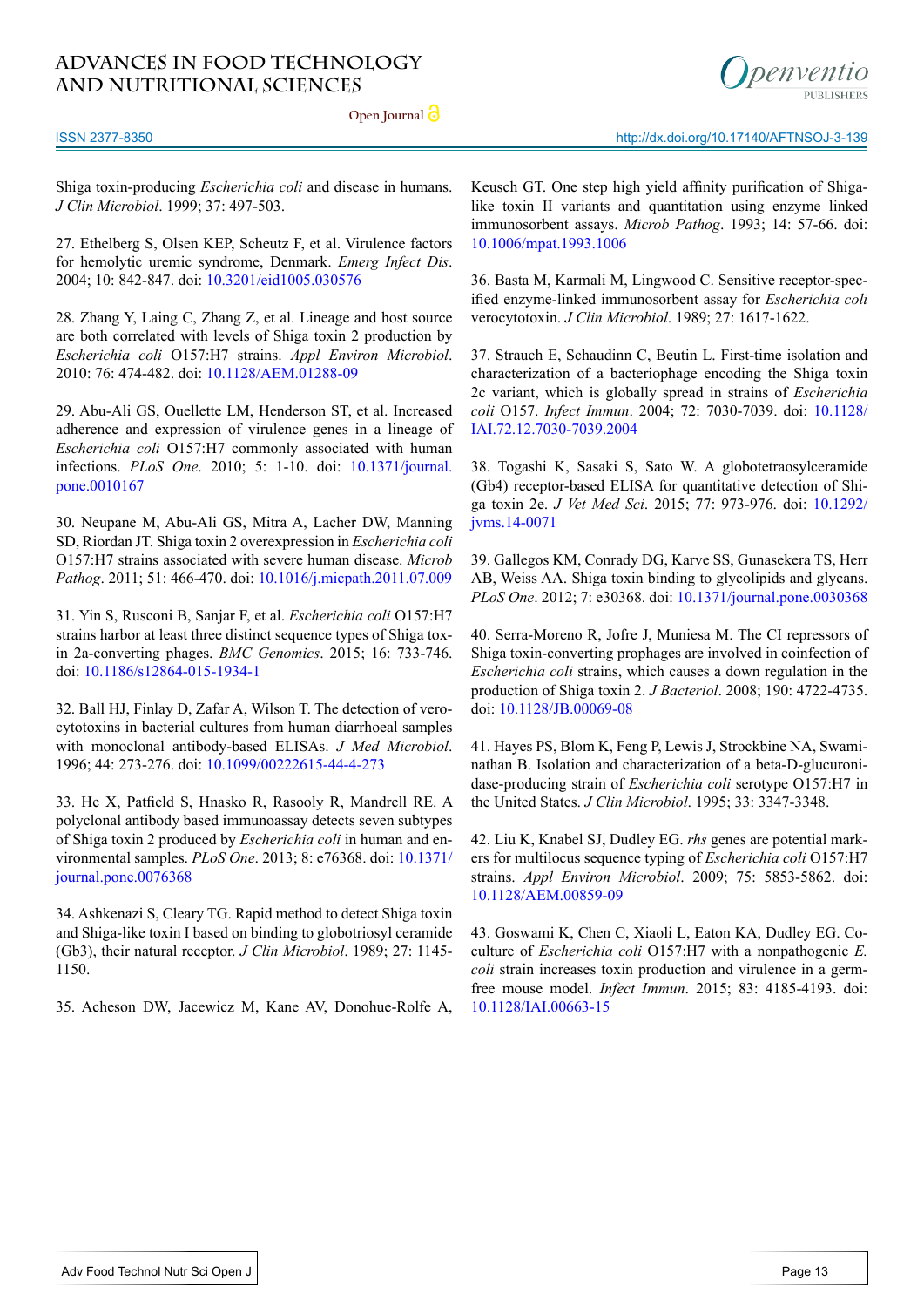Shiga toxin-producing *Escherichia coli* and disease in humans. *J Clin Microbiol*. 1999; 37: 497-503.

27. Ethelberg S, Olsen KEP, Scheutz F, et al. Virulence factors for hemolytic uremic syndrome, Denmark. *Emerg Infect Dis*. 2004; 10: 842-847. doi: 10.3201/eid1005.030576

28. Zhang Y, Laing C, Zhang Z, et al. Lineage and host source are both correlated with levels of Shiga toxin 2 production by *Escherichia coli* O157:H7 strains. *Appl Environ Microbiol*. 2010: 76: 474-482. doi: 10.1128/AEM.01288-09

29. Abu-Ali GS, Ouellette LM, Henderson ST, et al. Increased adherence and expression of virulence genes in a lineage of *Escherichia coli* O157:H7 commonly associated with human infections. *PLoS One*. 2010; 5: 1-10. doi: 10.1371/journal.pone.0010167

30. Neupane M, Abu-Ali GS, Mitra A, Lacher DW, Manning SD, Riordan JT. Shiga toxin 2 overexpression in *Escherichia coli* O157:H7 strains associated with severe human disease. *Microb Pathog*. 2011; 51: 466-470. doi: 10.1016/j.micpath.2011.07.009

31. Yin S, Rusconi B, Sanjar F, et al. *Escherichia coli* O157:H7 strains harbor at least three distinct sequence types of Shiga toxin 2a-converting phages. *BMC Genomics*. 2015; 16: 733-746. doi: 10.1186/s12864-015-1934-1

32. Ball HJ, Finlay D, Zafar A, Wilson T. The detection of verocytotoxins in bacterial cultures from human diarrhoeal samples with monoclonal antibody-based ELISAs. *J Med Microbiol*. 1996; 44: 273-276. doi: 10.1099/00222615-44-4-273

33. He X, Patfield S, Hnasko R, Rasooly R, Mandrell RE. A polyclonal antibody based immunoassay detects seven subtypes of Shiga toxin 2 produced by *Escherichia coli* in human and environmental samples. *PLoS One*. 2013; 8: e76368. doi: 10.1371/journal.pone.0076368

34. Ashkenazi S, Cleary TG. Rapid method to detect Shiga toxin and Shiga-like toxin I based on binding to globotriosyl ceramide (Gb3), their natural receptor. *J Clin Microbiol*. 1989; 27: 1145-1150.

35. Acheson DW, Jacewicz M, Kane AV, Donohue-Rolfe A, Keusch GT. One step high yield affinity purification of Shiga-like toxin II variants and quantitation using enzyme linked immunosorbent assays. *Microb Pathog*. 1993; 14: 57-66. doi: 10.1006/mpat.1993.1006

36. Basta M, Karmali M, Lingwood C. Sensitive receptor-specified enzyme-linked immunosorbent assay for *Escherichia coli* verocytotoxin. *J Clin Microbiol*. 1989; 27: 1617-1622.

37. Strauch E, Schaudinn C, Beutin L. First-time isolation and characterization of a bacteriophage encoding the Shiga toxin 2c variant, which is globally spread in strains of *Escherichia coli* O157. *Infect Immun*. 2004; 72: 7030-7039. doi: 10.1128/IAI.72.12.7030-7039.2004

38. Togashi K, Sasaki S, Sato W. A globotetraosylceramide (Gb4) receptor-based ELISA for quantitative detection of Shiga toxin 2e. *J Vet Med Sci*. 2015; 77: 973-976. doi: 10.1292/jvms.14-0071

39. Gallegos KM, Conrady DG, Karve SS, Gunasekera TS, Herr AB, Weiss AA. Shiga toxin binding to glycolipids and glycans. *PLoS One*. 2012; 7: e30368. doi: 10.1371/journal.pone.0030368

40. Serra-Moreno R, Jofre J, Muniesa M. The CI repressors of Shiga toxin-converting prophages are involved in coinfection of *Escherichia coli* strains, which causes a down regulation in the production of Shiga toxin 2. *J Bacteriol*. 2008; 190: 4722-4735. doi: 10.1128/JB.00069-08

41. Hayes PS, Blom K, Feng P, Lewis J, Strockbine NA, Swaminathan B. Isolation and characterization of a beta-D-glucuronidase-producing strain of *Escherichia coli* serotype O157:H7 in the United States. *J Clin Microbiol*. 1995; 33: 3347-3348.

42. Liu K, Knabel SJ, Dudley EG. *rhs* genes are potential markers for multilocus sequence typing of *Escherichia coli* O157:H7 strains. *Appl Environ Microbiol*. 2009; 75: 5853-5862. doi: 10.1128/AEM.00859-09

43. Goswami K, Chen C, Xiaoli L, Eaton KA, Dudley EG. Coculture of *Escherichia coli* O157:H7 with a nonpathogenic *E. coli* strain increases toxin production and virulence in a germfree mouse model. *Infect Immun*. 2015; 83: 4185-4193. doi: 10.1128/IAI.00663-15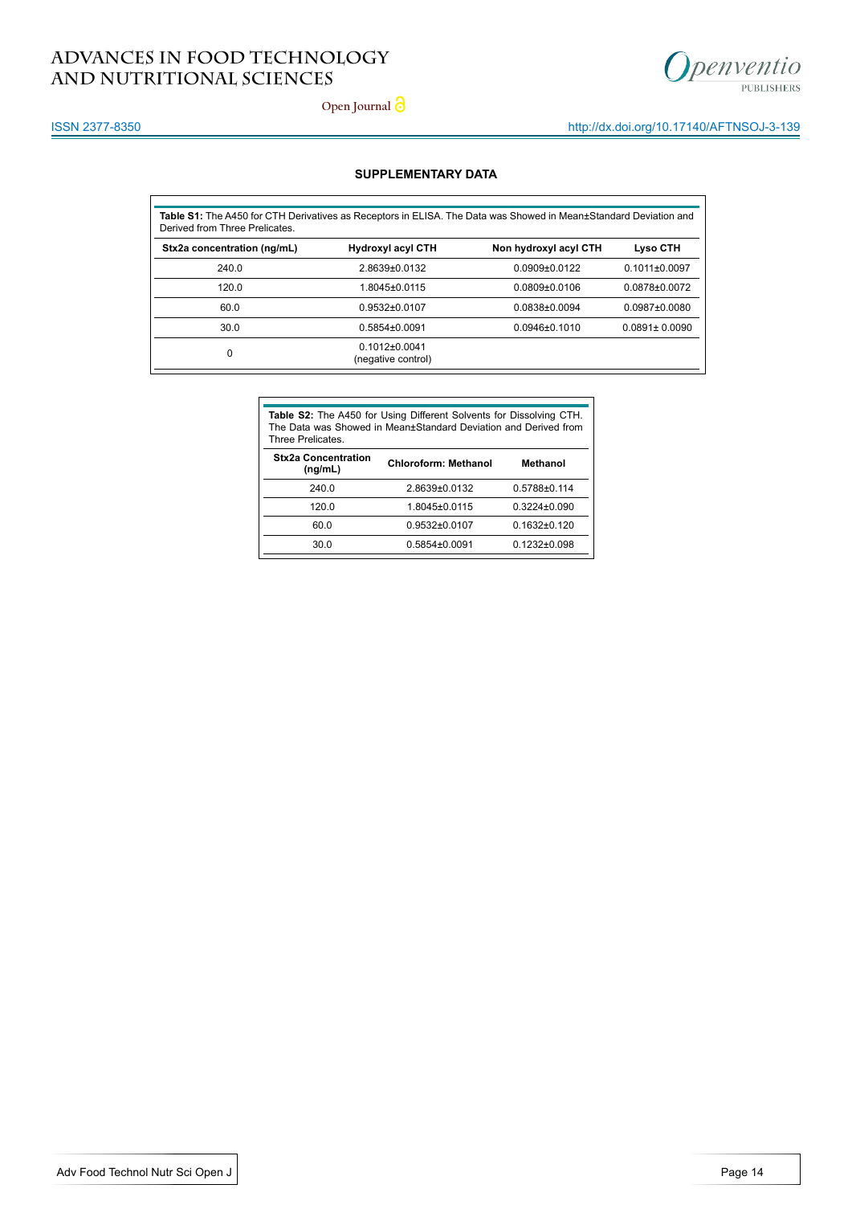## SUPPLEMENTARY DATA

**Table S1:** The A450 for CTH Derivatives as Receptors in ELISA. The Data was Showed in Mean±Standard Deviation and Derived from Three Prelicates.

| Stx2a concentration (ng/mL) | Hydroxyl acyl CTH | Non hydroxyl acyl CTH | Lyso CTH |
|---|---|---|---|
| 240.0 | 2.8639±0.0132 | 0.0909±0.0122 | 0.1011±0.0097 |
| 120.0 | 1.8045±0.0115 | 0.0809±0.0106 | 0.0878±0.0072 |
| 60.0 | 0.9532±0.0107 | 0.0838±0.0094 | 0.0987±0.0080 |
| 30.0 | 0.5854±0.0091 | 0.0946±0.1010 | 0.0891± 0.0090 |
| 0 | 0.1012±0.0041 (negative control) | | |

**Table S2:** The A450 for Using Different Solvents for Dissolving CTH. The Data was Showed in Mean±Standard Deviation and Derived from Three Prelicates.

| Stx2a Concentration (ng/mL) | Chloroform: Methanol | Methanol |
|---|---|---|
| 240.0 | 2.8639±0.0132 | 0.5788±0.114 |
| 120.0 | 1.8045±0.0115 | 0.3224±0.090 |
| 60.0 | 0.9532±0.0107 | 0.1632±0.120 |
| 30.0 | 0.5854±0.0091 | 0.1232±0.098 |